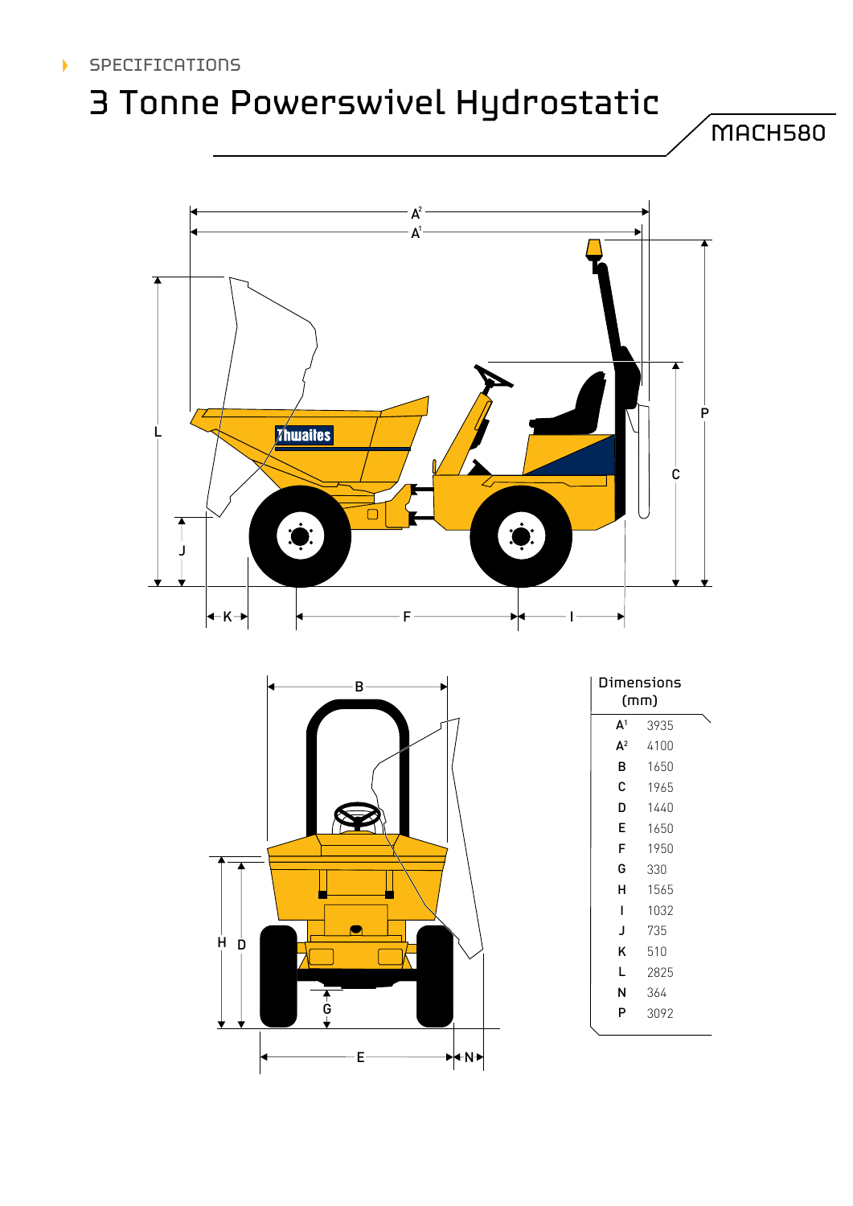SPECIFICATIONS

# 3 Tonne Powerswivel Hydrostatic

MACH580

A2

A1

P

L

C

J

K

F

I

B

H

D

G

E

N

| Dimensions (mm) | |
|---|---|
| $A^1$ | 3935 |
| $A^2$ | 4100 |
| B | 1650 |
| C | 1965 |
| D | 1440 |
| E | 1650 |
| F | 1950 |
| G | 330 |
| H | 1565 |
| I | 1032 |
| J | 735 |
| K | 510 |
| L | 2825 |
| N | 364 |
| P | 3092 |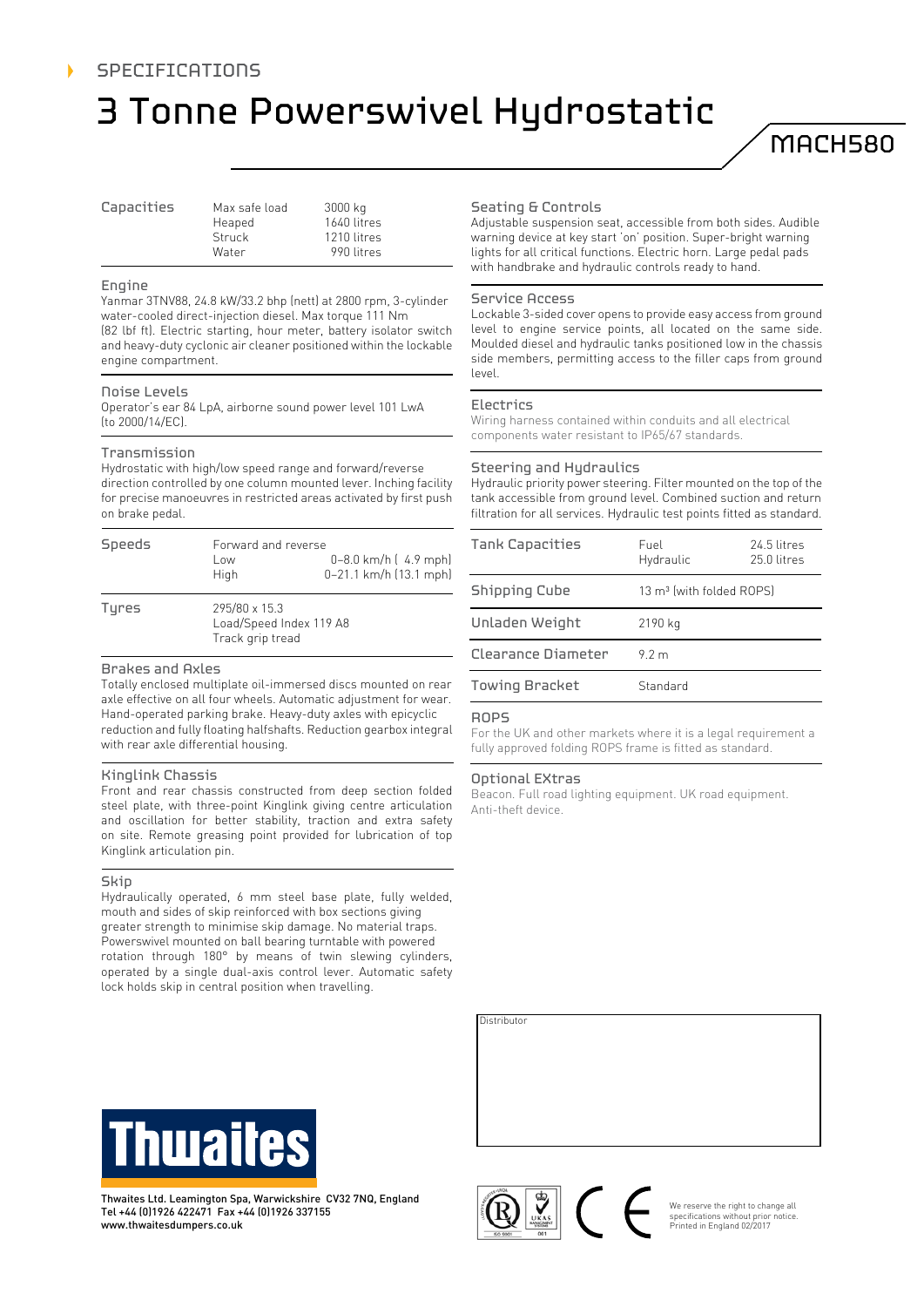SPECIFICATIONS

# 3 Tonne Powerswivel Hydrostatic

## MACH580

### Capacities

| | | |
|---|---|---|
| Capacities | Max safe load | 3000 kg |
| | Heaped | 1640 litres |
| | Struck | 1210 litres |
| | Water | 990 litres |

### Engine

Yanmar 3TNV88, 24.8 kW/33.2 bhp (nett) at 2800 rpm, 3-cylinder water-cooled direct-injection diesel. Max torque 111 Nm (82 lbf ft). Electric starting, hour meter, battery isolator switch and heavy-duty cyclonic air cleaner positioned within the lockable engine compartment.

### Noise Levels

Operator's ear 84 LpA, airborne sound power level 101 LwA (to 2000/14/EC).

### Transmission

Hydrostatic with high/low speed range and forward/reverse direction controlled by one column mounted lever. Inching facility for precise manoeuvres in restricted areas activated by first push on brake pedal.

| | | |
|---|---|---|
| Speeds | Forward and reverse | |
| | Low | 0–8.0 km/h ( 4.9 mph) |
| | High | 0–21.1 km/h (13.1 mph) |
| Tyres | 295/80 x 15.3 | |
| | Load/Speed Index 119 A8 | |
| | Track grip tread | |

### Brakes and Axles

Totally enclosed multiplate oil-immersed discs mounted on rear axle effective on all four wheels. Automatic adjustment for wear. Hand-operated parking brake. Heavy-duty axles with epicyclic reduction and fully floating halfshafts. Reduction gearbox integral with rear axle differential housing.

### Kinglink Chassis

Front and rear chassis constructed from deep section folded steel plate, with three-point Kinglink giving centre articulation and oscillation for better stability, traction and extra safety on site. Remote greasing point provided for lubrication of top Kinglink articulation pin.

### Skip

Hydraulically operated, 6 mm steel base plate, fully welded, mouth and sides of skip reinforced with box sections giving greater strength to minimise skip damage. No material traps. Powerswivel mounted on ball bearing turntable with powered rotation through 180° by means of twin slewing cylinders, operated by a single dual-axis control lever. Automatic safety lock holds skip in central position when travelling.

### Seating & Controls

Adjustable suspension seat, accessible from both sides. Audible warning device at key start 'on' position. Super-bright warning lights for all critical functions. Electric horn. Large pedal pads with handbrake and hydraulic controls ready to hand.

### Service Access

Lockable 3-sided cover opens to provide easy access from ground level to engine service points, all located on the same side. Moulded diesel and hydraulic tanks positioned low in the chassis side members, permitting access to the filler caps from ground level.

### Electrics

Wiring harness contained within conduits and all electrical components water resistant to IP65/67 standards.

### Steering and Hydraulics

Hydraulic priority power steering. Filter mounted on the top of the tank accessible from ground level. Combined suction and return filtration for all services. Hydraulic test points fitted as standard.

| | | |
|---|---|---|
| Tank Capacities | Fuel | 24.5 litres |
| | Hydraulic | 25.0 litres |
| Shipping Cube | 13 m³ (with folded ROPS) | |
| Unladen Weight | 2190 kg | |
| Clearance Diameter | 9.2 m | |
| Towing Bracket | Standard | |

### ROPS

For the UK and other markets where it is a legal requirement a fully approved folding ROPS frame is fitted as standard.

### Optional Extras

Beacon. Full road lighting equipment. UK road equipment. Anti-theft device.

Distributor

Thwaites

Thwaites Ltd. Leamington Spa, Warwickshire CV32 7NQ, England
Tel +44 (0)1926 422471 Fax +44 (0)1926 337155
www.thwaitesdumpers.co.uk

We reserve the right to change all specifications without prior notice.
Printed in England 02/2017